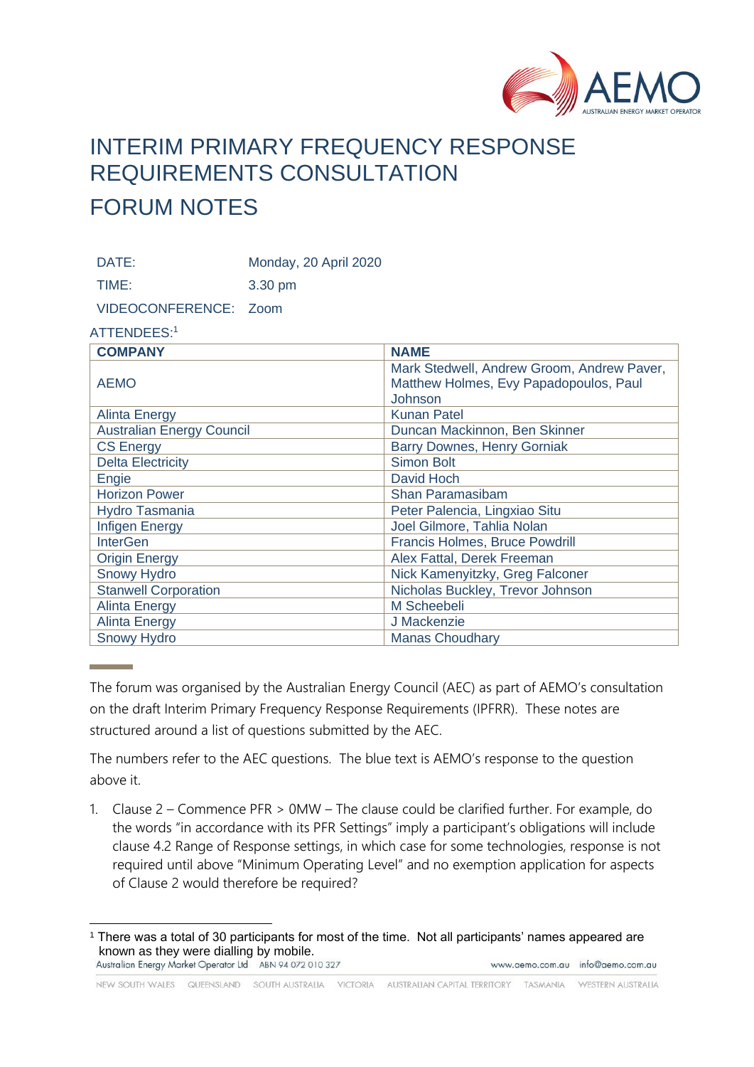# INTERIM PRIMARY FREQUENCY RESPONSE REQUIREMENTS CONSULTATION

# FORUM NOTES

DATE: Monday, 20 April 2020

TIME: 3.30 pm

VIDEOCONFERENCE: Zoom

ATTENDEES:[1]

| COMPANY | NAME |
|---|---|
| AEMO | Mark Stedwell, Andrew Groom, Andrew Paver, Matthew Holmes, Evy Papadopoulos, Paul Johnson |
| Alinta Energy | Kunan Patel |
| Australian Energy Council | Duncan Mackinnon, Ben Skinner |
| CS Energy | Barry Downes, Henry Gorniak |
| Delta Electricity | Simon Bolt |
| Engie | David Hoch |
| Horizon Power | Shan Paramasibam |
| Hydro Tasmania | Peter Palencia, Lingxiao Situ |
| Infigen Energy | Joel Gilmore, Tahlia Nolan |
| InterGen | Francis Holmes, Bruce Powdrill |
| Origin Energy | Alex Fattal, Derek Freeman |
| Snowy Hydro | Nick Kamenyitzky, Greg Falconer |
| Stanwell Corporation | Nicholas Buckley, Trevor Johnson |
| Alinta Energy | M Scheebeli |
| Alinta Energy | J Mackenzie |
| Snowy Hydro | Manas Choudhary |

The forum was organised by the Australian Energy Council (AEC) as part of AEMO's consultation on the draft Interim Primary Frequency Response Requirements (IPFRR). These notes are structured around a list of questions submitted by the AEC.

The numbers refer to the AEC questions. The blue text is AEMO's response to the question above it.

1. Clause 2 – Commence PFR > 0MW – The clause could be clarified further. For example, do the words "in accordance with its PFR Settings" imply a participant's obligations will include clause 4.2 Range of Response settings, in which case for some technologies, response is not required until above "Minimum Operating Level" and no exemption application for aspects of Clause 2 would therefore be required?

[1] There was a total of 30 participants for most of the time. Not all participants' names appeared are known as they were dialling by mobile.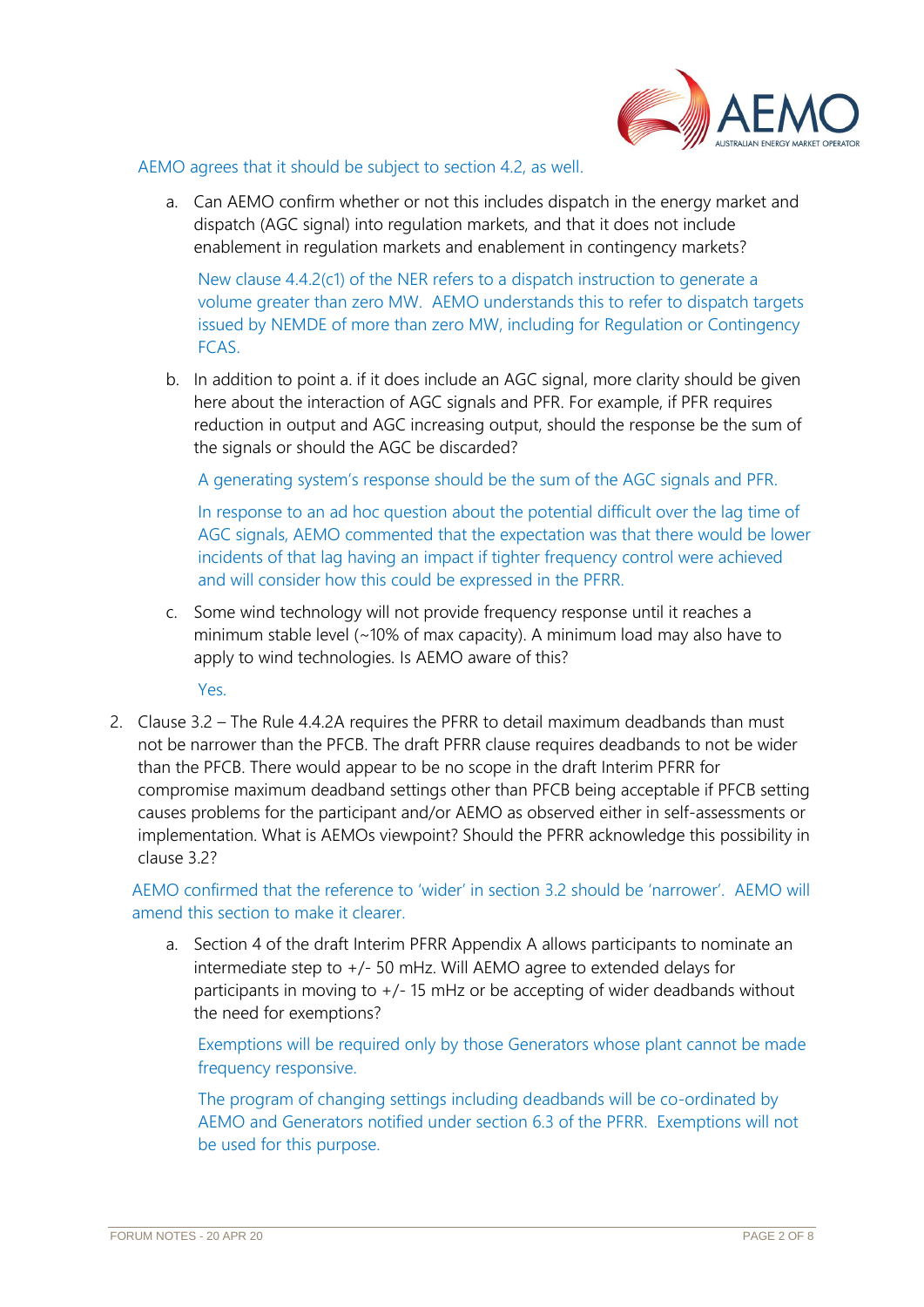AEMO agrees that it should be subject to section 4.2, as well.

a. Can AEMO confirm whether or not this includes dispatch in the energy market and dispatch (AGC signal) into regulation markets, and that it does not include enablement in regulation markets and enablement in contingency markets?

   New clause 4.4.2(c1) of the NER refers to a dispatch instruction to generate a volume greater than zero MW. AEMO understands this to refer to dispatch targets issued by NEMDE of more than zero MW, including for Regulation or Contingency FCAS.

b. In addition to point a. if it does include an AGC signal, more clarity should be given here about the interaction of AGC signals and PFR. For example, if PFR requires reduction in output and AGC increasing output, should the response be the sum of the signals or should the AGC be discarded?

   A generating system's response should be the sum of the AGC signals and PFR.

   In response to an ad hoc question about the potential difficult over the lag time of AGC signals, AEMO commented that the expectation was that there would be lower incidents of that lag having an impact if tighter frequency control were achieved and will consider how this could be expressed in the PFRR.

c. Some wind technology will not provide frequency response until it reaches a minimum stable level (~10% of max capacity). A minimum load may also have to apply to wind technologies. Is AEMO aware of this?

   Yes.

2. Clause 3.2 – The Rule 4.4.2A requires the PFRR to detail maximum deadbands than must not be narrower than the PFCB. The draft PFRR clause requires deadbands to not be wider than the PFCB. There would appear to be no scope in the draft Interim PFRR for compromise maximum deadband settings other than PFCB being acceptable if PFCB setting causes problems for the participant and/or AEMO as observed either in self-assessments or implementation. What is AEMOs viewpoint? Should the PFRR acknowledge this possibility in clause 3.2?

   AEMO confirmed that the reference to 'wider' in section 3.2 should be 'narrower'. AEMO will amend this section to make it clearer.

   a. Section 4 of the draft Interim PFRR Appendix A allows participants to nominate an intermediate step to +/- 50 mHz. Will AEMO agree to extended delays for participants in moving to +/- 15 mHz or be accepting of wider deadbands without the need for exemptions?

      Exemptions will be required only by those Generators whose plant cannot be made frequency responsive.

      The program of changing settings including deadbands will be co-ordinated by AEMO and Generators notified under section 6.3 of the PFRR. Exemptions will not be used for this purpose.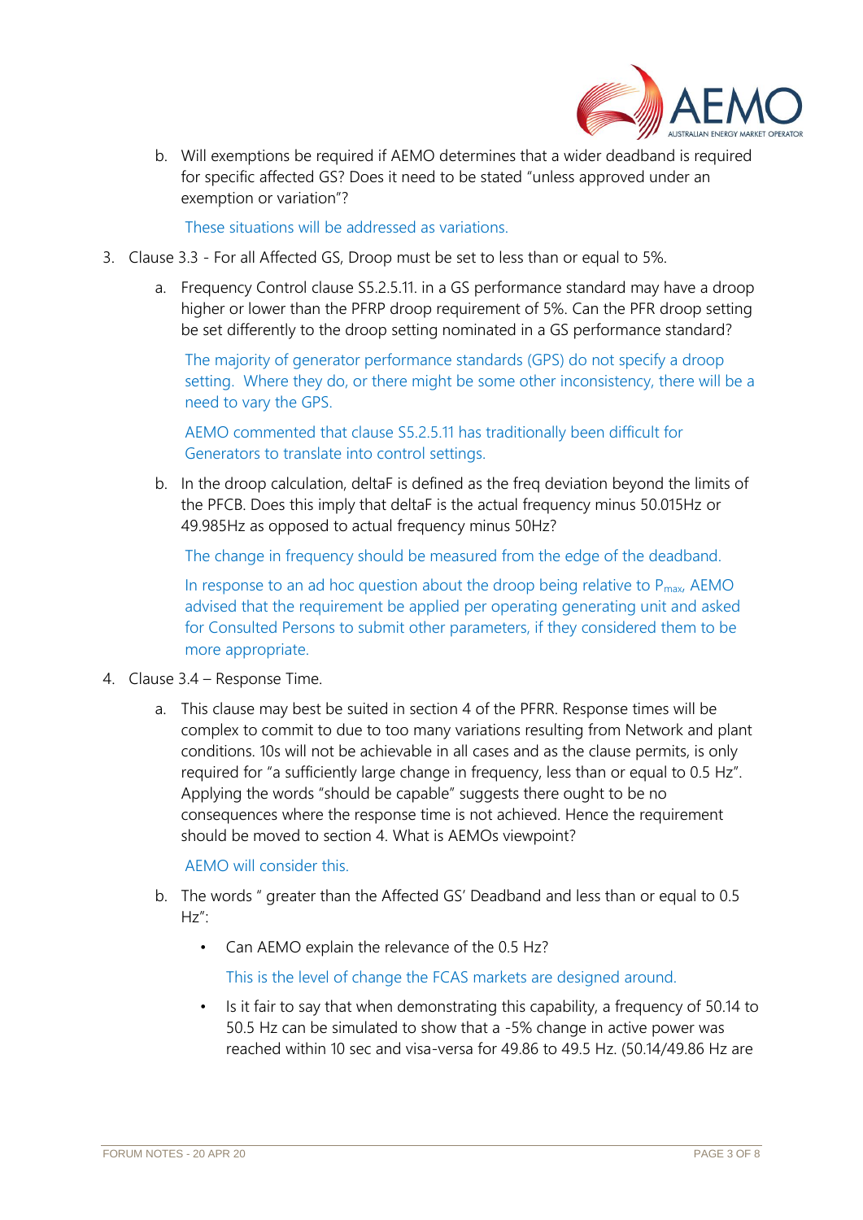b. Will exemptions be required if AEMO determines that a wider deadband is required for specific affected GS? Does it need to be stated "unless approved under an exemption or variation"?

   These situations will be addressed as variations.

3. Clause 3.3 - For all Affected GS, Droop must be set to less than or equal to 5%.

   a. Frequency Control clause S5.2.5.11. in a GS performance standard may have a droop higher or lower than the PFRP droop requirement of 5%. Can the PFR droop setting be set differently to the droop setting nominated in a GS performance standard?

      The majority of generator performance standards (GPS) do not specify a droop setting. Where they do, or there might be some other inconsistency, there will be a need to vary the GPS.

      AEMO commented that clause S5.2.5.11 has traditionally been difficult for Generators to translate into control settings.

   b. In the droop calculation, deltaF is defined as the freq deviation beyond the limits of the PFCB. Does this imply that deltaF is the actual frequency minus 50.015Hz or 49.985Hz as opposed to actual frequency minus 50Hz?

      The change in frequency should be measured from the edge of the deadband.

      In response to an ad hoc question about the droop being relative to $P_{max}$, AEMO advised that the requirement be applied per operating generating unit and asked for Consulted Persons to submit other parameters, if they considered them to be more appropriate.

4. Clause 3.4 – Response Time.

   a. This clause may best be suited in section 4 of the PFRR. Response times will be complex to commit to due to too many variations resulting from Network and plant conditions. 10s will not be achievable in all cases and as the clause permits, is only required for "a sufficiently large change in frequency, less than or equal to 0.5 Hz". Applying the words "should be capable" suggests there ought to be no consequences where the response time is not achieved. Hence the requirement should be moved to section 4. What is AEMOs viewpoint?

      AEMO will consider this.

   b. The words " greater than the Affected GS' Deadband and less than or equal to 0.5 Hz":

      - Can AEMO explain the relevance of the 0.5 Hz?

        This is the level of change the FCAS markets are designed around.

      - Is it fair to say that when demonstrating this capability, a frequency of 50.14 to 50.5 Hz can be simulated to show that a -5% change in active power was reached within 10 sec and visa-versa for 49.86 to 49.5 Hz. (50.14/49.86 Hz are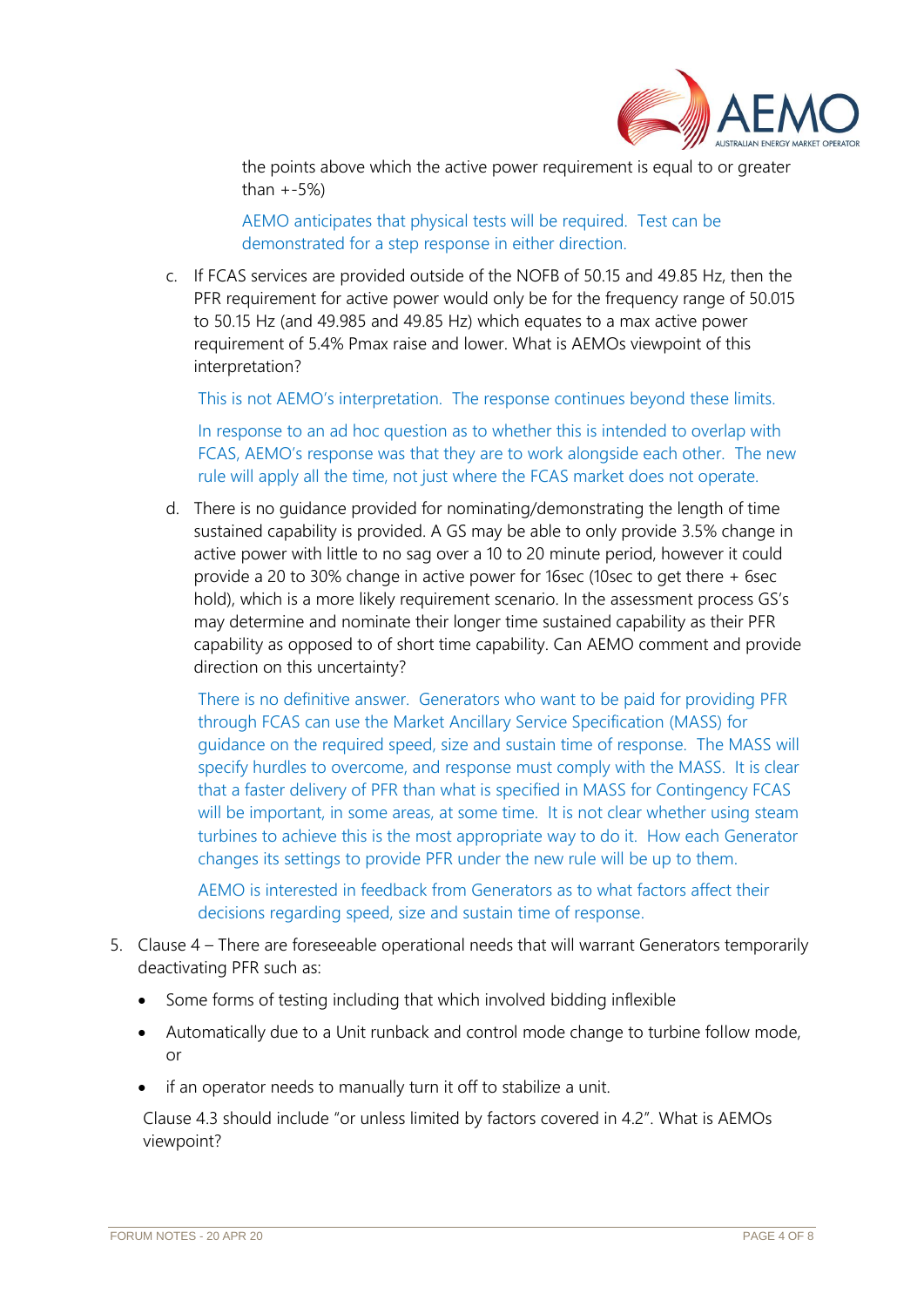the points above which the active power requirement is equal to or greater than +-5%)

AEMO anticipates that physical tests will be required. Test can be demonstrated for a step response in either direction.

c. If FCAS services are provided outside of the NOFB of 50.15 and 49.85 Hz, then the PFR requirement for active power would only be for the frequency range of 50.015 to 50.15 Hz (and 49.985 and 49.85 Hz) which equates to a max active power requirement of 5.4% Pmax raise and lower. What is AEMOs viewpoint of this interpretation?

   This is not AEMO's interpretation. The response continues beyond these limits.

   In response to an ad hoc question as to whether this is intended to overlap with FCAS, AEMO's response was that they are to work alongside each other. The new rule will apply all the time, not just where the FCAS market does not operate.

d. There is no guidance provided for nominating/demonstrating the length of time sustained capability is provided. A GS may be able to only provide 3.5% change in active power with little to no sag over a 10 to 20 minute period, however it could provide a 20 to 30% change in active power for 16sec (10sec to get there + 6sec hold), which is a more likely requirement scenario. In the assessment process GS's may determine and nominate their longer time sustained capability as their PFR capability as opposed to of short time capability. Can AEMO comment and provide direction on this uncertainty?

   There is no definitive answer. Generators who want to be paid for providing PFR through FCAS can use the Market Ancillary Service Specification (MASS) for guidance on the required speed, size and sustain time of response. The MASS will specify hurdles to overcome, and response must comply with the MASS. It is clear that a faster delivery of PFR than what is specified in MASS for Contingency FCAS will be important, in some areas, at some time. It is not clear whether using steam turbines to achieve this is the most appropriate way to do it. How each Generator changes its settings to provide PFR under the new rule will be up to them.

   AEMO is interested in feedback from Generators as to what factors affect their decisions regarding speed, size and sustain time of response.

5. Clause 4 – There are foreseeable operational needs that will warrant Generators temporarily deactivating PFR such as:

   - Some forms of testing including that which involved bidding inflexible
   - Automatically due to a Unit runback and control mode change to turbine follow mode, or
   - if an operator needs to manually turn it off to stabilize a unit.

   Clause 4.3 should include "or unless limited by factors covered in 4.2". What is AEMOs viewpoint?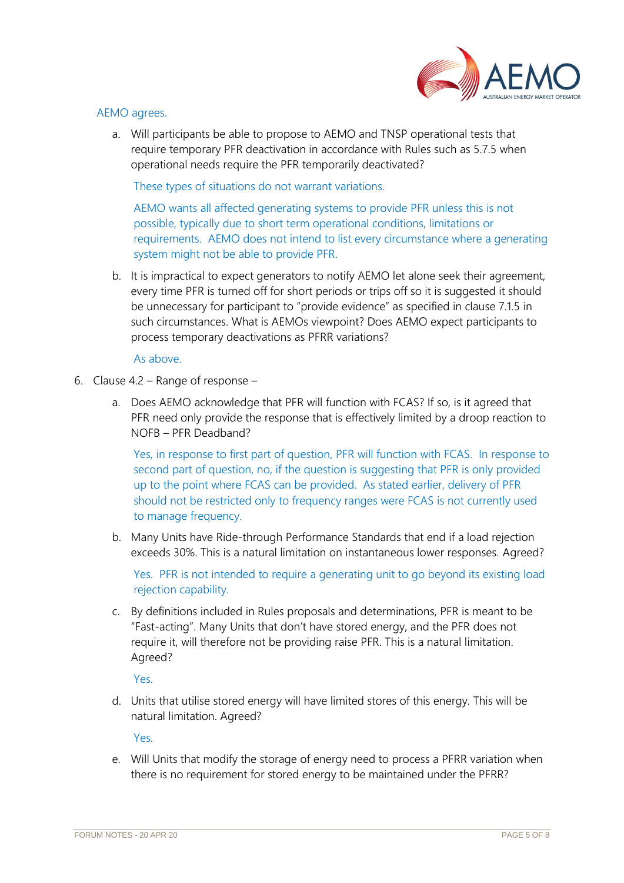AEMO agrees.

a. Will participants be able to propose to AEMO and TNSP operational tests that require temporary PFR deactivation in accordance with Rules such as 5.7.5 when operational needs require the PFR temporarily deactivated?

   These types of situations do not warrant variations.

   AEMO wants all affected generating systems to provide PFR unless this is not possible, typically due to short term operational conditions, limitations or requirements. AEMO does not intend to list every circumstance where a generating system might not be able to provide PFR.

b. It is impractical to expect generators to notify AEMO let alone seek their agreement, every time PFR is turned off for short periods or trips off so it is suggested it should be unnecessary for participant to "provide evidence" as specified in clause 7.1.5 in such circumstances. What is AEMOs viewpoint? Does AEMO expect participants to process temporary deactivations as PFRR variations?

   As above.

6. Clause 4.2 – Range of response –

   a. Does AEMO acknowledge that PFR will function with FCAS? If so, is it agreed that PFR need only provide the response that is effectively limited by a droop reaction to NOFB – PFR Deadband?

      Yes, in response to first part of question, PFR will function with FCAS. In response to second part of question, no, if the question is suggesting that PFR is only provided up to the point where FCAS can be provided. As stated earlier, delivery of PFR should not be restricted only to frequency ranges were FCAS is not currently used to manage frequency.

   b. Many Units have Ride-through Performance Standards that end if a load rejection exceeds 30%. This is a natural limitation on instantaneous lower responses. Agreed?

      Yes. PFR is not intended to require a generating unit to go beyond its existing load rejection capability.

   c. By definitions included in Rules proposals and determinations, PFR is meant to be "Fast-acting". Many Units that don't have stored energy, and the PFR does not require it, will therefore not be providing raise PFR. This is a natural limitation. Agreed?

      Yes.

   d. Units that utilise stored energy will have limited stores of this energy. This will be natural limitation. Agreed?

      Yes.

   e. Will Units that modify the storage of energy need to process a PFRR variation when there is no requirement for stored energy to be maintained under the PFRR?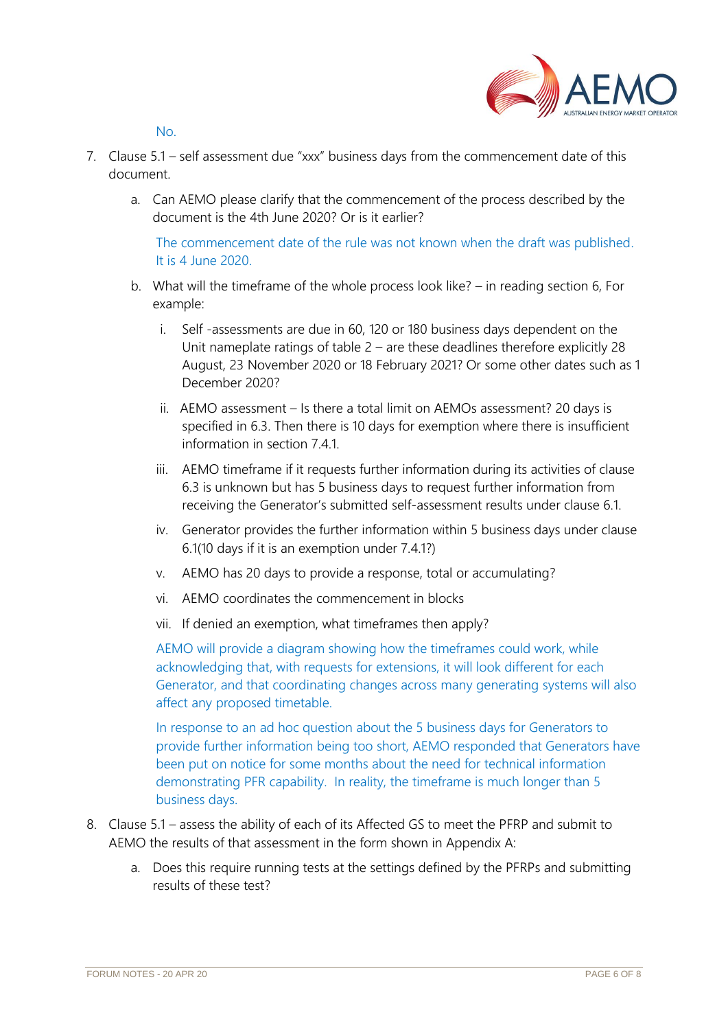No.

7. Clause 5.1 – self assessment due "xxx" business days from the commencement date of this document.

   a. Can AEMO please clarify that the commencement of the process described by the document is the 4th June 2020? Or is it earlier?

      The commencement date of the rule was not known when the draft was published. It is 4 June 2020.

   b. What will the timeframe of the whole process look like? – in reading section 6, For example:

      i. Self -assessments are due in 60, 120 or 180 business days dependent on the Unit nameplate ratings of table 2 – are these deadlines therefore explicitly 28 August, 23 November 2020 or 18 February 2021? Or some other dates such as 1 December 2020?

      ii. AEMO assessment – Is there a total limit on AEMOs assessment? 20 days is specified in 6.3. Then there is 10 days for exemption where there is insufficient information in section 7.4.1.

      iii. AEMO timeframe if it requests further information during its activities of clause 6.3 is unknown but has 5 business days to request further information from receiving the Generator's submitted self-assessment results under clause 6.1.

      iv. Generator provides the further information within 5 business days under clause 6.1(10 days if it is an exemption under 7.4.1?)

      v. AEMO has 20 days to provide a response, total or accumulating?

      vi. AEMO coordinates the commencement in blocks

      vii. If denied an exemption, what timeframes then apply?

      AEMO will provide a diagram showing how the timeframes could work, while acknowledging that, with requests for extensions, it will look different for each Generator, and that coordinating changes across many generating systems will also affect any proposed timetable.

      In response to an ad hoc question about the 5 business days for Generators to provide further information being too short, AEMO responded that Generators have been put on notice for some months about the need for technical information demonstrating PFR capability. In reality, the timeframe is much longer than 5 business days.

8. Clause 5.1 – assess the ability of each of its Affected GS to meet the PFRP and submit to AEMO the results of that assessment in the form shown in Appendix A:

   a. Does this require running tests at the settings defined by the PFRPs and submitting results of these test?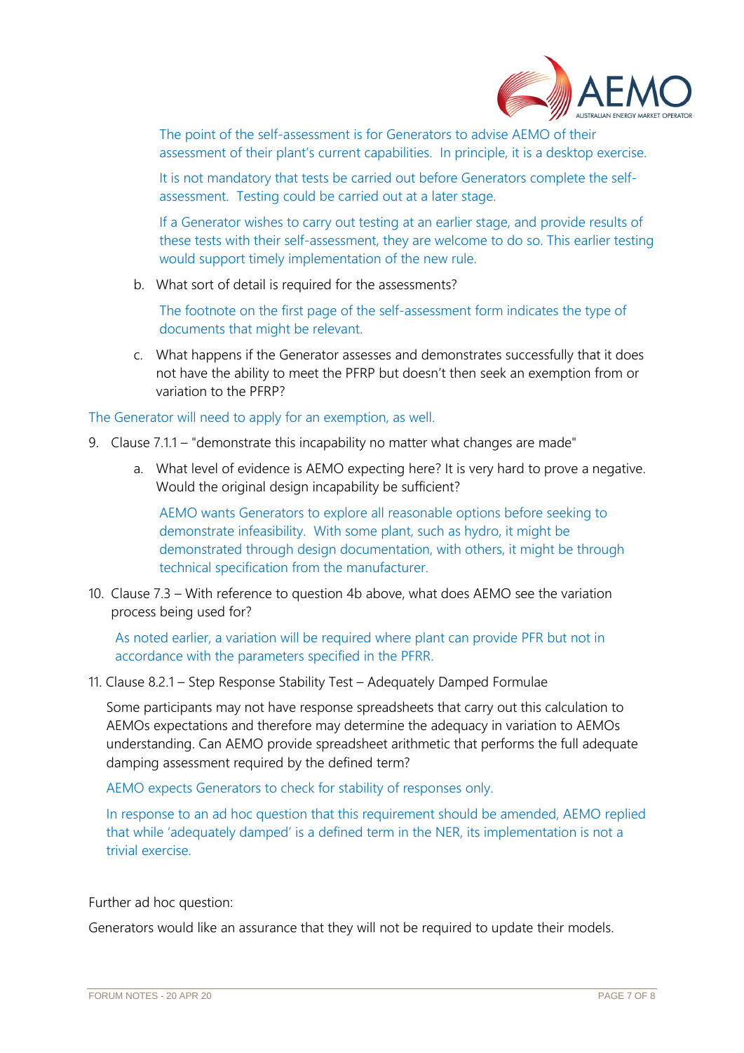The point of the self-assessment is for Generators to advise AEMO of their assessment of their plant's current capabilities. In principle, it is a desktop exercise.

It is not mandatory that tests be carried out before Generators complete the self-assessment. Testing could be carried out at a later stage.

If a Generator wishes to carry out testing at an earlier stage, and provide results of these tests with their self-assessment, they are welcome to do so. This earlier testing would support timely implementation of the new rule.

b. What sort of detail is required for the assessments?

   The footnote on the first page of the self-assessment form indicates the type of documents that might be relevant.

c. What happens if the Generator assesses and demonstrates successfully that it does not have the ability to meet the PFRP but doesn't then seek an exemption from or variation to the PFRP?

The Generator will need to apply for an exemption, as well.

9. Clause 7.1.1 – "demonstrate this incapability no matter what changes are made"

   a. What level of evidence is AEMO expecting here? It is very hard to prove a negative. Would the original design incapability be sufficient?

      AEMO wants Generators to explore all reasonable options before seeking to demonstrate infeasibility. With some plant, such as hydro, it might be demonstrated through design documentation, with others, it might be through technical specification from the manufacturer.

10. Clause 7.3 – With reference to question 4b above, what does AEMO see the variation process being used for?

    As noted earlier, a variation will be required where plant can provide PFR but not in accordance with the parameters specified in the PFRR.

11. Clause 8.2.1 – Step Response Stability Test – Adequately Damped Formulae

    Some participants may not have response spreadsheets that carry out this calculation to AEMOs expectations and therefore may determine the adequacy in variation to AEMOs understanding. Can AEMO provide spreadsheet arithmetic that performs the full adequate damping assessment required by the defined term?

    AEMO expects Generators to check for stability of responses only.

    In response to an ad hoc question that this requirement should be amended, AEMO replied that while 'adequately damped' is a defined term in the NER, its implementation is not a trivial exercise.

Further ad hoc question:

Generators would like an assurance that they will not be required to update their models.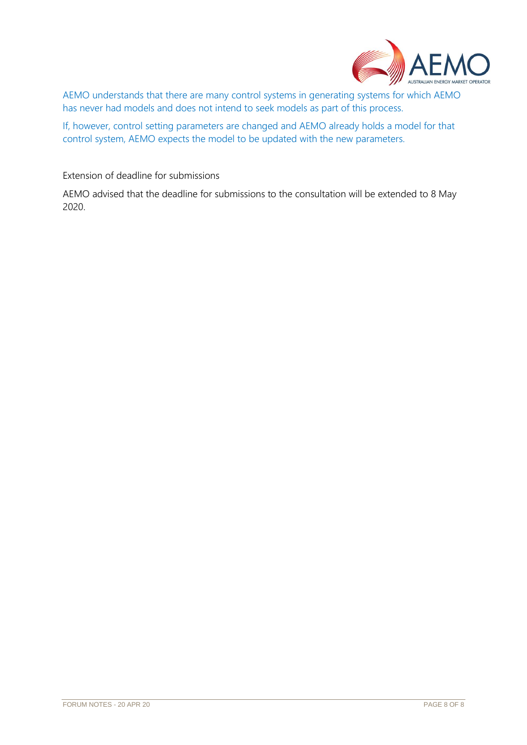AEMO understands that there are many control systems in generating systems for which AEMO has never had models and does not intend to seek models as part of this process.

If, however, control setting parameters are changed and AEMO already holds a model for that control system, AEMO expects the model to be updated with the new parameters.

Extension of deadline for submissions

AEMO advised that the deadline for submissions to the consultation will be extended to 8 May 2020.